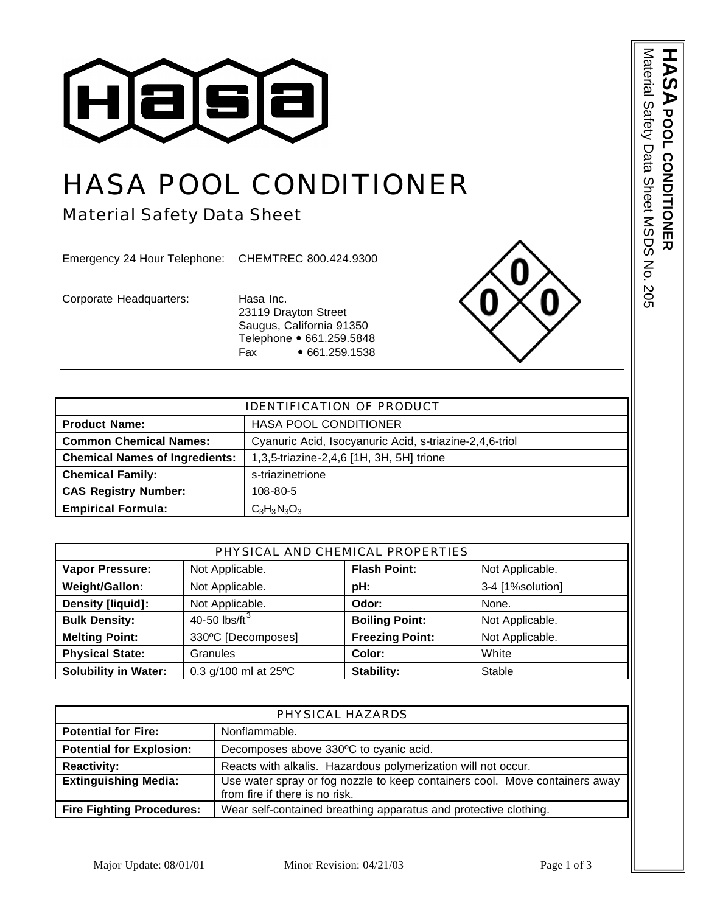# HASA POOL CONDITIONER

## Material Safety Data Sheet

Emergency 24 Hour Telephone: CHEMTREC 800.424.9300

Corporate Headquarters: Hasa Inc.
23119 Drayton Street
Saugus, California 91350
Telephone • 661.259.5848
Fax • 661.259.1538

| IDENTIFICATION OF PRODUCT | |
|---|---|
| **Product Name:** | HASA POOL CONDITIONER |
| **Common Chemical Names:** | Cyanuric Acid, Isocyanuric Acid, s-triazine-2,4,6-triol |
| **Chemical Names of Ingredients:** | 1,3,5-triazine-2,4,6 [1H, 3H, 5H] trione |
| **Chemical Family:** | s-triazinetrione |
| **CAS Registry Number:** | 108-80-5 |
| **Empirical Formula:** | $C_3H_3N_3O_3$ |

| PHYSICAL AND CHEMICAL PROPERTIES | | | |
|---|---|---|---|
| **Vapor Pressure:** | Not Applicable. | **Flash Point:** | Not Applicable. |
| **Weight/Gallon:** | Not Applicable. | **pH:** | 3-4 [1%solution] |
| **Density [liquid]:** | Not Applicable. | **Odor:** | None. |
| **Bulk Density:** | 40-50 $lbs/ft^3$ | **Boiling Point:** | Not Applicable. |
| **Melting Point:** | 330ºC [Decomposes] | **Freezing Point:** | Not Applicable. |
| **Physical State:** | Granules | **Color:** | White |
| **Solubility in Water:** | 0.3 g/100 ml at 25ºC | **Stability:** | Stable |

| PHYSICAL HAZARDS | |
|---|---|
| **Potential for Fire:** | Nonflammable. |
| **Potential for Explosion:** | Decomposes above 330ºC to cyanic acid. |
| **Reactivity:** | Reacts with alkalis. Hazardous polymerization will not occur. |
| **Extinguishing Media:** | Use water spray or fog nozzle to keep containers cool. Move containers away from fire if there is no risk. |
| **Fire Fighting Procedures:** | Wear self-contained breathing apparatus and protective clothing. |

Major Update: 08/01/01 Minor Revision: 04/21/03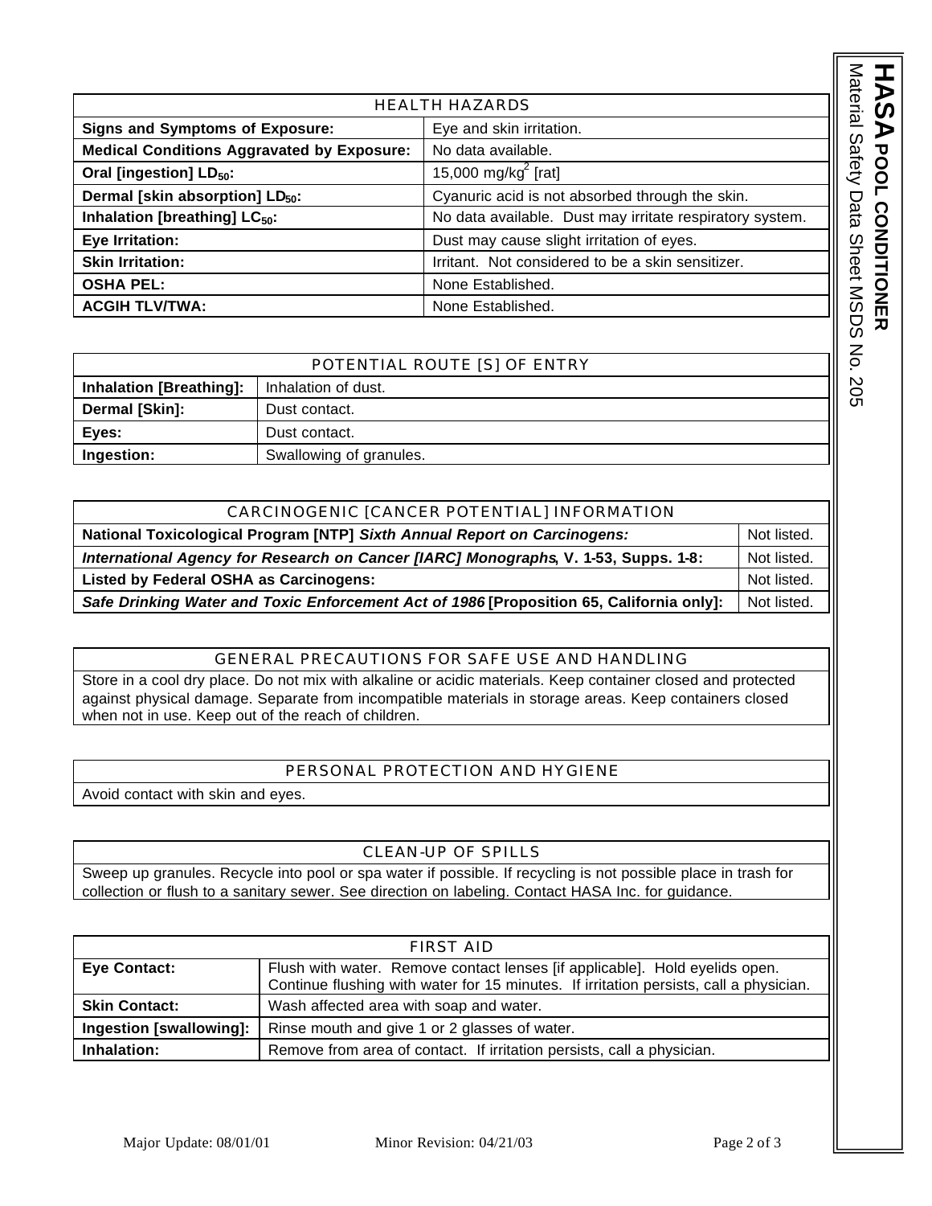| HEALTH HAZARDS | |
|---|---|
| **Signs and Symptoms of Exposure:** | Eye and skin irritation. |
| **Medical Conditions Aggravated by Exposure:** | No data available. |
| **Oral [ingestion] $LD_{50}$:** | 15,000 mg/kg[2] [rat] |
| **Dermal [skin absorption] $LD_{50}$:** | Cyanuric acid is not absorbed through the skin. |
| **Inhalation [breathing] $LC_{50}$:** | No data available. Dust may irritate respiratory system. |
| **Eye Irritation:** | Dust may cause slight irritation of eyes. |
| **Skin Irritation:** | Irritant. Not considered to be a skin sensitizer. |
| **OSHA PEL:** | None Established. |
| **ACGIH TLV/TWA:** | None Established. |

| POTENTIAL ROUTE [S] OF ENTRY | |
|---|---|
| **Inhalation [Breathing]:** | Inhalation of dust. |
| **Dermal [Skin]:** | Dust contact. |
| **Eyes:** | Dust contact. |
| **Ingestion:** | Swallowing of granules. |

| CARCINOGENIC [CANCER POTENTIAL] INFORMATION | |
|---|---|
| **National Toxicological Program [NTP]** ***Sixth Annual Report on Carcinogens:*** | Not listed. |
| ***International Agency for Research on Cancer [IARC] Monographs*****, V. 1-53, Supps. 1-8:** | Not listed. |
| **Listed by Federal OSHA as Carcinogens:** | Not listed. |
| ***Safe Drinking Water and Toxic Enforcement Act of 1986*** **[Proposition 65, California only]:** | Not listed. |

## GENERAL PRECAUTIONS FOR SAFE USE AND HANDLING

Store in a cool dry place. Do not mix with alkaline or acidic materials. Keep container closed and protected against physical damage. Separate from incompatible materials in storage areas. Keep containers closed when not in use. Keep out of the reach of children.

## PERSONAL PROTECTION AND HYGIENE

Avoid contact with skin and eyes.

## CLEAN-UP OF SPILLS

Sweep up granules. Recycle into pool or spa water if possible. If recycling is not possible place in trash for collection or flush to a sanitary sewer. See direction on labeling. Contact HASA Inc. for guidance.

| FIRST AID | |
|---|---|
| **Eye Contact:** | Flush with water. Remove contact lenses [if applicable]. Hold eyelids open. Continue flushing with water for 15 minutes. If irritation persists, call a physician. |
| **Skin Contact:** | Wash affected area with soap and water. |
| **Ingestion [swallowing]:** | Rinse mouth and give 1 or 2 glasses of water. |
| **Inhalation:** | Remove from area of contact. If irritation persists, call a physician. |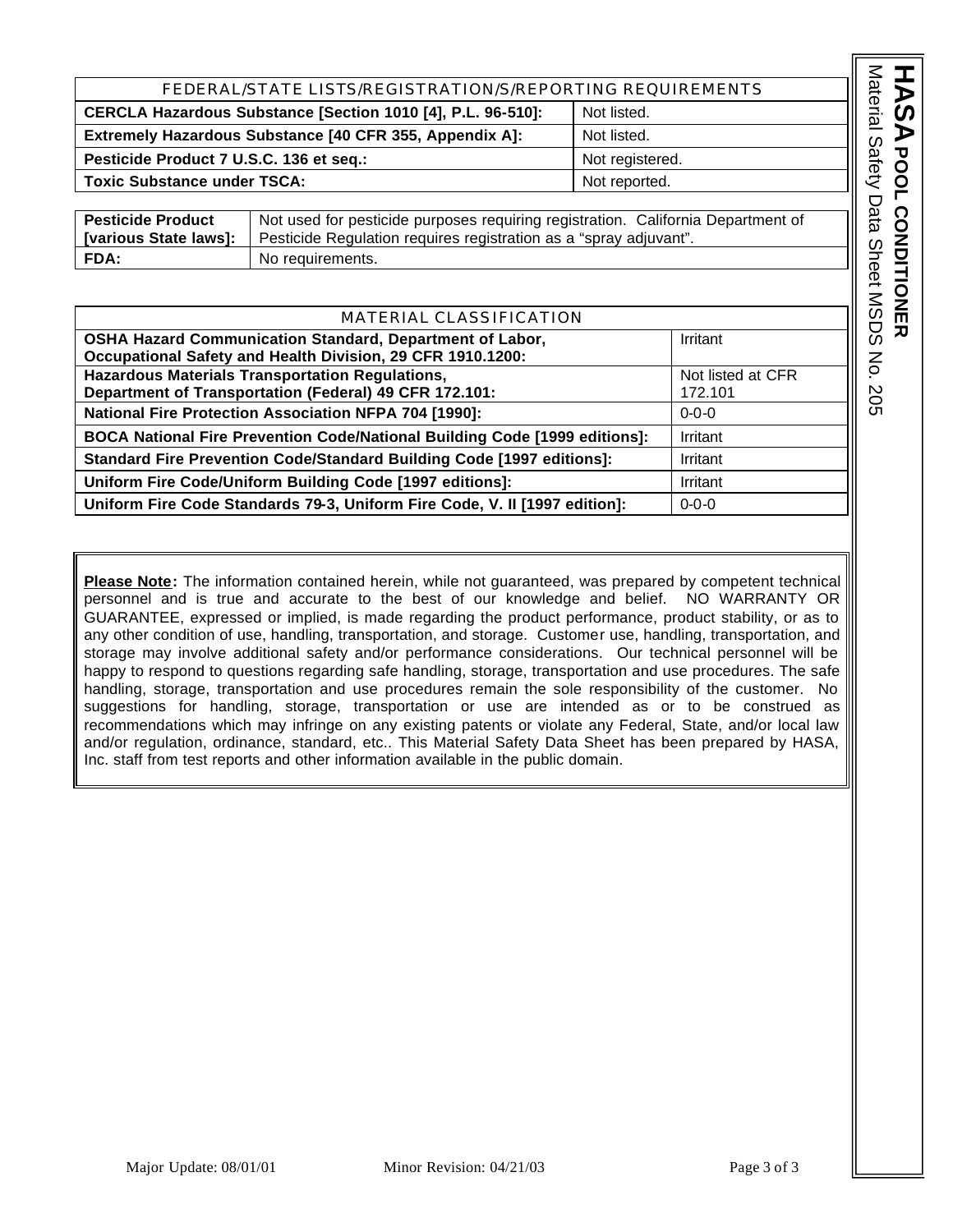| FEDERAL/STATE LISTS/REGISTRATION/S/REPORTING REQUIREMENTS | |
|---|---|
| **CERCLA Hazardous Substance [Section 1010 [4], P.L. 96-510]:** | Not listed. |
| **Extremely Hazardous Substance [40 CFR 355, Appendix A]:** | Not listed. |
| **Pesticide Product 7 U.S.C. 136 et seq.:** | Not registered. |
| **Toxic Substance under TSCA:** | Not reported. |

| | |
|---|---|
| **Pesticide Product [various State laws]:** | Not used for pesticide purposes requiring registration. California Department of Pesticide Regulation requires registration as a "spray adjuvant". |
| **FDA:** | No requirements. |

| MATERIAL CLASSIFICATION | |
|---|---|
| **OSHA Hazard Communication Standard, Department of Labor, Occupational Safety and Health Division, 29 CFR 1910.1200:** | Irritant |
| **Hazardous Materials Transportation Regulations, Department of Transportation (Federal) 49 CFR 172.101:** | Not listed at CFR 172.101 |
| **National Fire Protection Association NFPA 704 [1990]:** | 0-0-0 |
| **BOCA National Fire Prevention Code/National Building Code [1999 editions]:** | Irritant |
| **Standard Fire Prevention Code/Standard Building Code [1997 editions]:** | Irritant |
| **Uniform Fire Code/Uniform Building Code [1997 editions]:** | Irritant |
| **Uniform Fire Code Standards 79-3, Uniform Fire Code, V. II [1997 edition]:** | 0-0-0 |

**Please Note:** The information contained herein, while not guaranteed, was prepared by competent technical personnel and is true and accurate to the best of our knowledge and belief. NO WARRANTY OR GUARANTEE, expressed or implied, is made regarding the product performance, product stability, or as to any other condition of use, handling, transportation, and storage. Customer use, handling, transportation, and storage may involve additional safety and/or performance considerations. Our technical personnel will be happy to respond to questions regarding safe handling, storage, transportation and use procedures. The safe handling, storage, transportation and use procedures remain the sole responsibility of the customer. No suggestions for handling, storage, transportation or use are intended as or to be construed as recommendations which may infringe on any existing patents or violate any Federal, State, and/or local law and/or regulation, ordinance, standard, etc.. This Material Safety Data Sheet has been prepared by HASA, Inc. staff from test reports and other information available in the public domain.